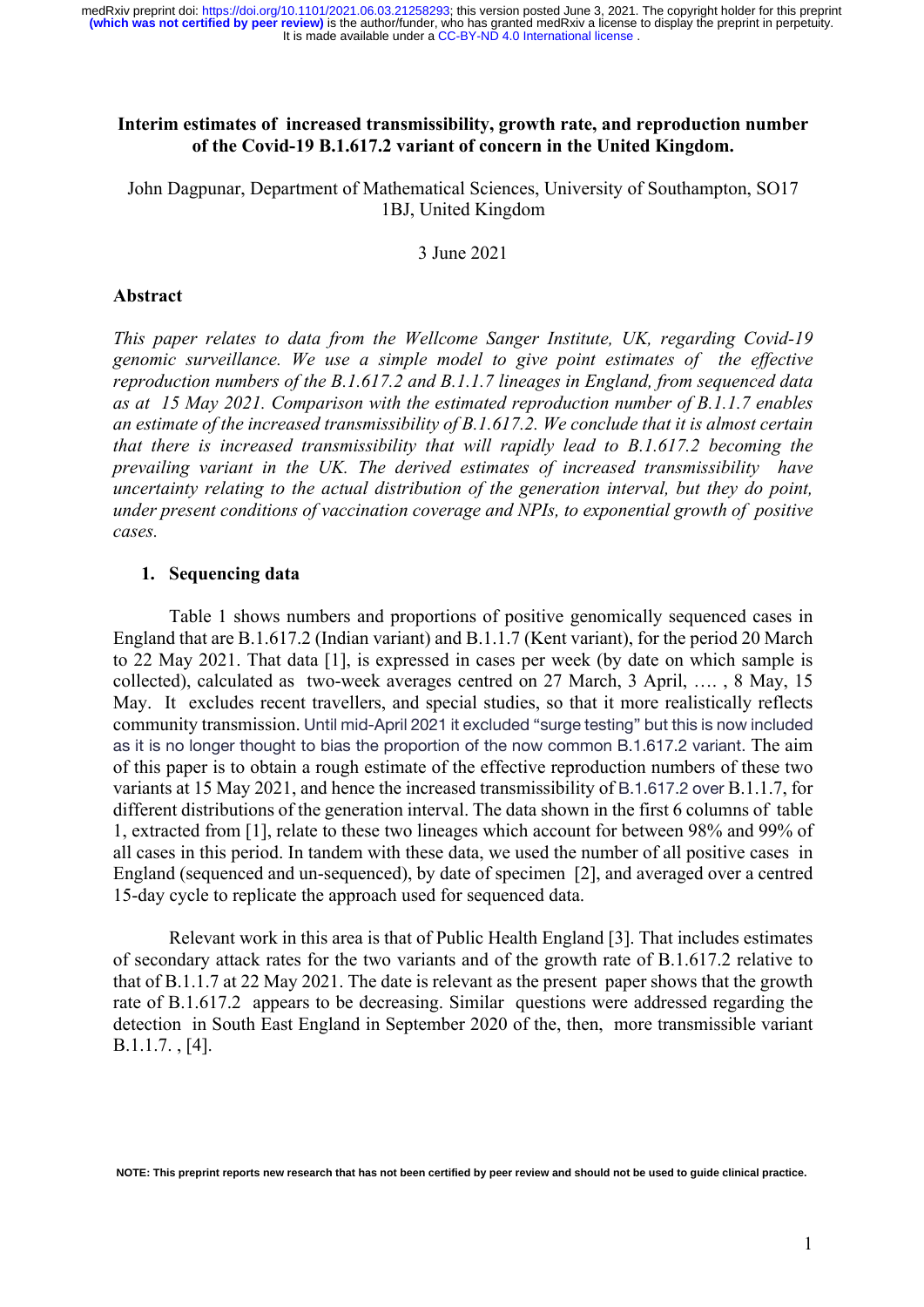**Interim estimates of increased transmissibility, growth rate, and reproduction number of the Covid-19 B.1.617.2 variant of concern in the United Kingdom.**

John Dagpunar, Department of Mathematical Sciences, University of Southampton, SO17 1BJ, United Kingdom

3 June 2021

## Abstract

*This paper relates to data from the Wellcome Sanger Institute, UK, regarding Covid-19 genomic surveillance. We use a simple model to give point estimates of the effective reproduction numbers of the B.1.617.2 and B.1.1.7 lineages in England, from sequenced data as at 15 May 2021. Comparison with the estimated reproduction number of B.1.1.7 enables an estimate of the increased transmissibility of B.1.617.2. We conclude that it is almost certain that there is increased transmissibility that will rapidly lead to B.1.617.2 becoming the prevailing variant in the UK. The derived estimates of increased transmissibility have uncertainty relating to the actual distribution of the generation interval, but they do point, under present conditions of vaccination coverage and NPIs, to exponential growth of positive cases.*

## 1. Sequencing data

Table 1 shows numbers and proportions of positive genomically sequenced cases in England that are B.1.617.2 (Indian variant) and B.1.1.7 (Kent variant), for the period 20 March to 22 May 2021. That data [1], is expressed in cases per week (by date on which sample is collected), calculated as two-week averages centred on 27 March, 3 April, …. , 8 May, 15 May. It excludes recent travellers, and special studies, so that it more realistically reflects community transmission. Until mid-April 2021 it excluded "surge testing" but this is now included as it is no longer thought to bias the proportion of the now common B.1.617.2 variant. The aim of this paper is to obtain a rough estimate of the effective reproduction numbers of these two variants at 15 May 2021, and hence the increased transmissibility of B.1.617.2 over B.1.1.7, for different distributions of the generation interval. The data shown in the first 6 columns of table 1, extracted from [1], relate to these two lineages which account for between 98% and 99% of all cases in this period. In tandem with these data, we used the number of all positive cases in England (sequenced and un-sequenced), by date of specimen [2], and averaged over a centred 15-day cycle to replicate the approach used for sequenced data.

Relevant work in this area is that of Public Health England [3]. That includes estimates of secondary attack rates for the two variants and of the growth rate of B.1.617.2 relative to that of B.1.1.7 at 22 May 2021. The date is relevant as the present paper shows that the growth rate of B.1.617.2 appears to be decreasing. Similar questions were addressed regarding the detection in South East England in September 2020 of the, then, more transmissible variant B.1.1.7. , [4].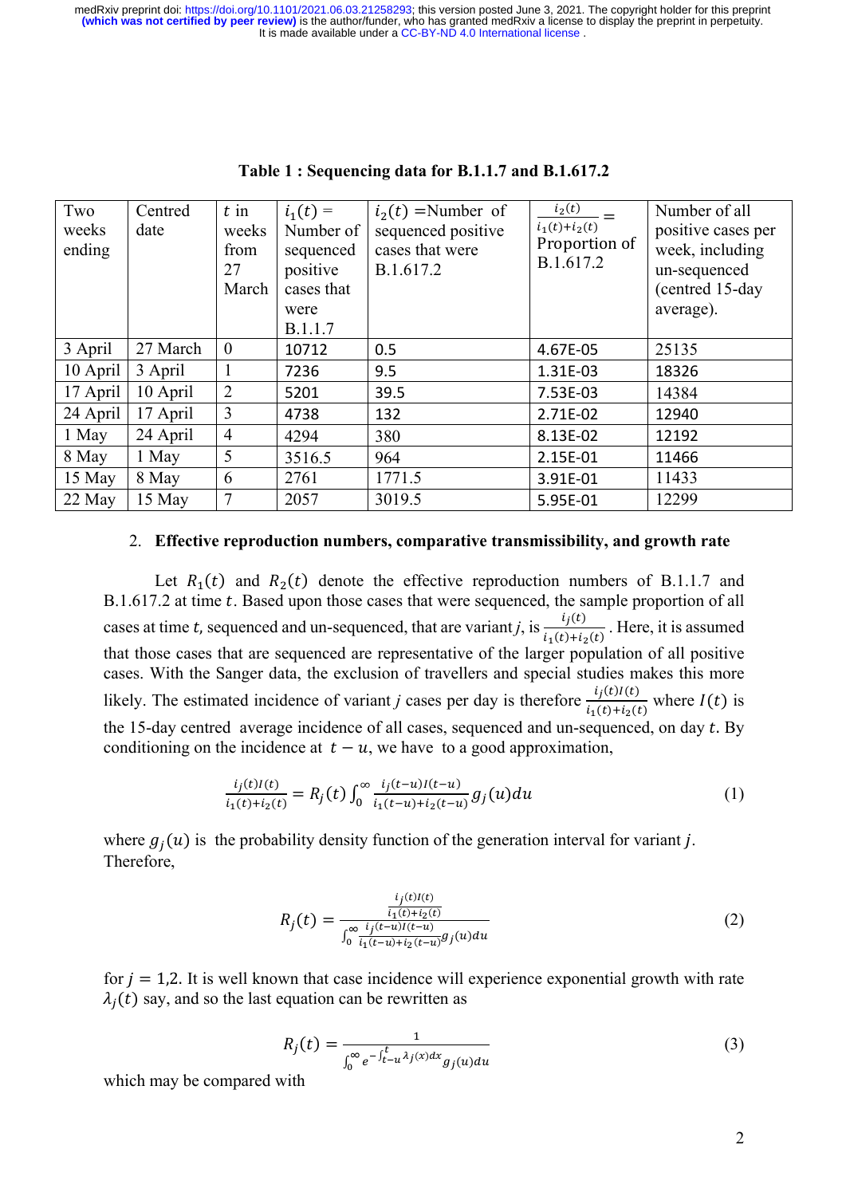**Table 1 : Sequencing data for B.1.1.7 and B.1.617.2**

| Two weeks ending | Centred date | $t$ in weeks from 27 March | $i_1(t)$ = Number of sequenced positive cases that were B.1.1.7 | $i_2(t)$ =Number of sequenced positive cases that were B.1.617.2 | $\frac{i_2(t)}{i_1(t)+i_2(t)}$ = Proportion of B.1.617.2 | Number of all positive cases per week, including un-sequenced (centred 15-day average). |
|---|---|---|---|---|---|---|
| 3 April | 27 March | 0 | 10712 | 0.5 | 4.67E-05 | 25135 |
| 10 April | 3 April | 1 | 7236 | 9.5 | 1.31E-03 | 18326 |
| 17 April | 10 April | 2 | 5201 | 39.5 | 7.53E-03 | 14384 |
| 24 April | 17 April | 3 | 4738 | 132 | 2.71E-02 | 12940 |
| 1 May | 24 April | 4 | 4294 | 380 | 8.13E-02 | 12192 |
| 8 May | 1 May | 5 | 3516.5 | 964 | 2.15E-01 | 11466 |
| 15 May | 8 May | 6 | 2761 | 1771.5 | 3.91E-01 | 11433 |
| 22 May | 15 May | 7 | 2057 | 3019.5 | 5.95E-01 | 12299 |

2. **Effective reproduction numbers, comparative transmissibility, and growth rate**

Let $R_1(t)$ and $R_2(t)$ denote the effective reproduction numbers of B.1.1.7 and B.1.617.2 at time $t$. Based upon those cases that were sequenced, the sample proportion of all cases at time $t$, sequenced and un-sequenced, that are variant $j$, is $\frac{i_j(t)}{i_1(t)+i_2(t)}$. Here, it is assumed that those cases that are sequenced are representative of the larger population of all positive cases. With the Sanger data, the exclusion of travellers and special studies makes this more likely. The estimated incidence of variant $j$ cases per day is therefore $\frac{i_j(t)I(t)}{i_1(t)+i_2(t)}$ where $I(t)$ is the 15-day centred average incidence of all cases, sequenced and un-sequenced, on day $t$. By conditioning on the incidence at $t-u$, we have to a good approximation,

$$\frac{i_j(t)I(t)}{i_1(t)+i_2(t)} = R_j(t)\int_0^\infty \frac{i_j(t-u)I(t-u)}{i_1(t-u)+i_2(t-u)} g_j(u)du \tag{1}$$

where $g_j(u)$ is the probability density function of the generation interval for variant $j$. Therefore,

$$R_j(t) = \frac{\frac{i_j(t)I(t)}{i_1(t)+i_2(t)}}{\int_0^\infty \frac{i_j(t-u)I(t-u)}{i_1(t-u)+i_2(t-u)} g_j(u)du} \tag{2}$$

for $j = 1,2$. It is well known that case incidence will experience exponential growth with rate $\lambda_j(t)$ say, and so the last equation can be rewritten as

$$R_j(t) = \frac{1}{\int_0^\infty e^{-\int_{t-u}^{t}\lambda_j(x)dx} g_j(u)du} \tag{3}$$

which may be compared with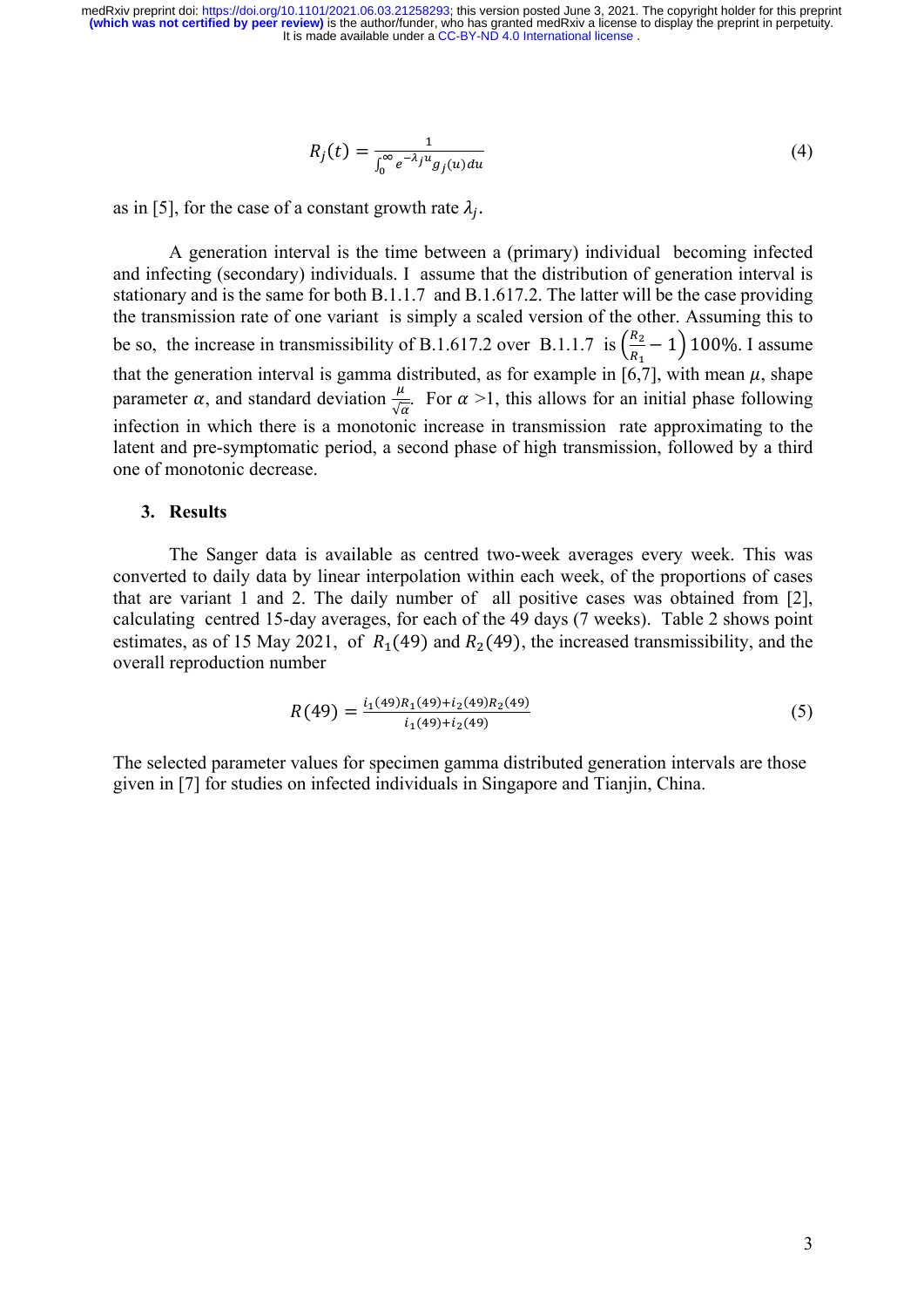$$R_j(t) = \frac{1}{\int_0^{\infty} e^{-\lambda_j u} g_j(u) du} \tag{4}$$

as in [5], for the case of a constant growth rate $\lambda_j$.

A generation interval is the time between a (primary) individual becoming infected and infecting (secondary) individuals. I assume that the distribution of generation interval is stationary and is the same for both B.1.1.7 and B.1.617.2. The latter will be the case providing the transmission rate of one variant is simply a scaled version of the other. Assuming this to be so, the increase in transmissibility of B.1.617.2 over B.1.1.7 is $\left(\frac{R_2}{R_1} - 1\right) 100\%$. I assume that the generation interval is gamma distributed, as for example in [6,7], with mean $\mu$, shape parameter $\alpha$, and standard deviation $\frac{\mu}{\sqrt{\alpha}}$. For $\alpha > 1$, this allows for an initial phase following infection in which there is a monotonic increase in transmission rate approximating to the latent and pre-symptomatic period, a second phase of high transmission, followed by a third one of monotonic decrease.

## 3. Results

The Sanger data is available as centred two-week averages every week. This was converted to daily data by linear interpolation within each week, of the proportions of cases that are variant 1 and 2. The daily number of all positive cases was obtained from [2], calculating centred 15-day averages, for each of the 49 days (7 weeks). Table 2 shows point estimates, as of 15 May 2021, of $R_1(49)$ and $R_2(49)$, the increased transmissibility, and the overall reproduction number

$$R(49) = \frac{i_1(49)R_1(49) + i_2(49)R_2(49)}{i_1(49) + i_2(49)} \tag{5}$$

The selected parameter values for specimen gamma distributed generation intervals are those given in [7] for studies on infected individuals in Singapore and Tianjin, China.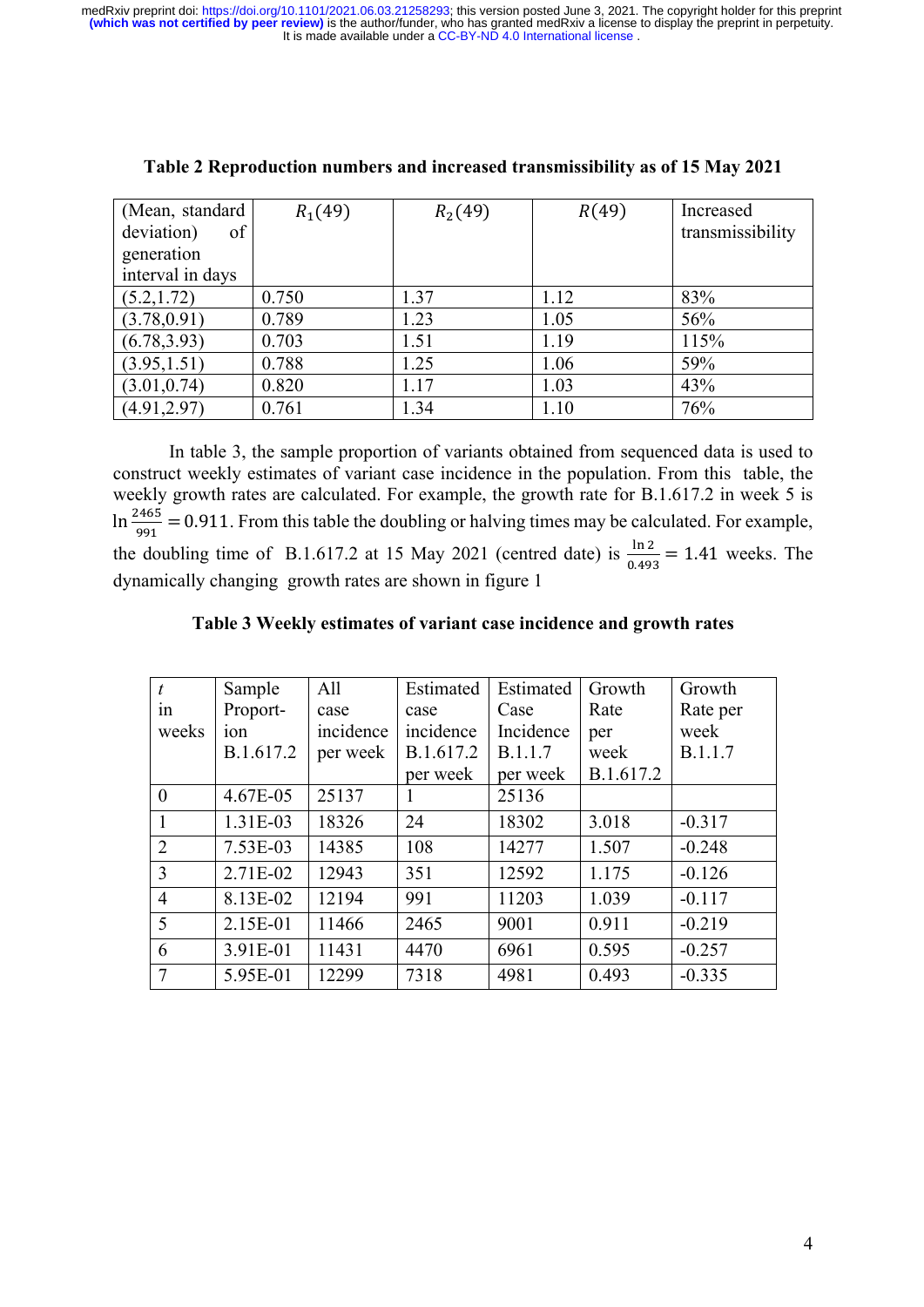**Table 2 Reproduction numbers and increased transmissibility as of 15 May 2021**

| (Mean, standard deviation) of generation interval in days | $R_1(49)$ | $R_2(49)$ | $R(49)$ | Increased transmissibility |
|---|---|---|---|---|
| (5.2,1.72) | 0.750 | 1.37 | 1.12 | 83% |
| (3.78,0.91) | 0.789 | 1.23 | 1.05 | 56% |
| (6.78,3.93) | 0.703 | 1.51 | 1.19 | 115% |
| (3.95,1.51) | 0.788 | 1.25 | 1.06 | 59% |
| (3.01,0.74) | 0.820 | 1.17 | 1.03 | 43% |
| (4.91,2.97) | 0.761 | 1.34 | 1.10 | 76% |

In table 3, the sample proportion of variants obtained from sequenced data is used to construct weekly estimates of variant case incidence in the population. From this table, the weekly growth rates are calculated. For example, the growth rate for B.1.617.2 in week 5 is $\ln \frac{2465}{991} = 0.911$. From this table the doubling or halving times may be calculated. For example, the doubling time of B.1.617.2 at 15 May 2021 (centred date) is $\frac{\ln 2}{0.493} = 1.41$ weeks. The dynamically changing growth rates are shown in figure 1

**Table 3 Weekly estimates of variant case incidence and growth rates**

| $t$ in weeks | Sample Proportion B.1.617.2 | All case incidence per week | Estimated case incidence B.1.617.2 per week | Estimated Case Incidence B.1.1.7 per week | Growth Rate per week B.1.617.2 | Growth Rate per week B.1.1.7 |
|---|---|---|---|---|---|---|
| 0 | 4.67E-05 | 25137 | 1 | 25136 | | |
| 1 | 1.31E-03 | 18326 | 24 | 18302 | 3.018 | -0.317 |
| 2 | 7.53E-03 | 14385 | 108 | 14277 | 1.507 | -0.248 |
| 3 | 2.71E-02 | 12943 | 351 | 12592 | 1.175 | -0.126 |
| 4 | 8.13E-02 | 12194 | 991 | 11203 | 1.039 | -0.117 |
| 5 | 2.15E-01 | 11466 | 2465 | 9001 | 0.911 | -0.219 |
| 6 | 3.91E-01 | 11431 | 4470 | 6961 | 0.595 | -0.257 |
| 7 | 5.95E-01 | 12299 | 7318 | 4981 | 0.493 | -0.335 |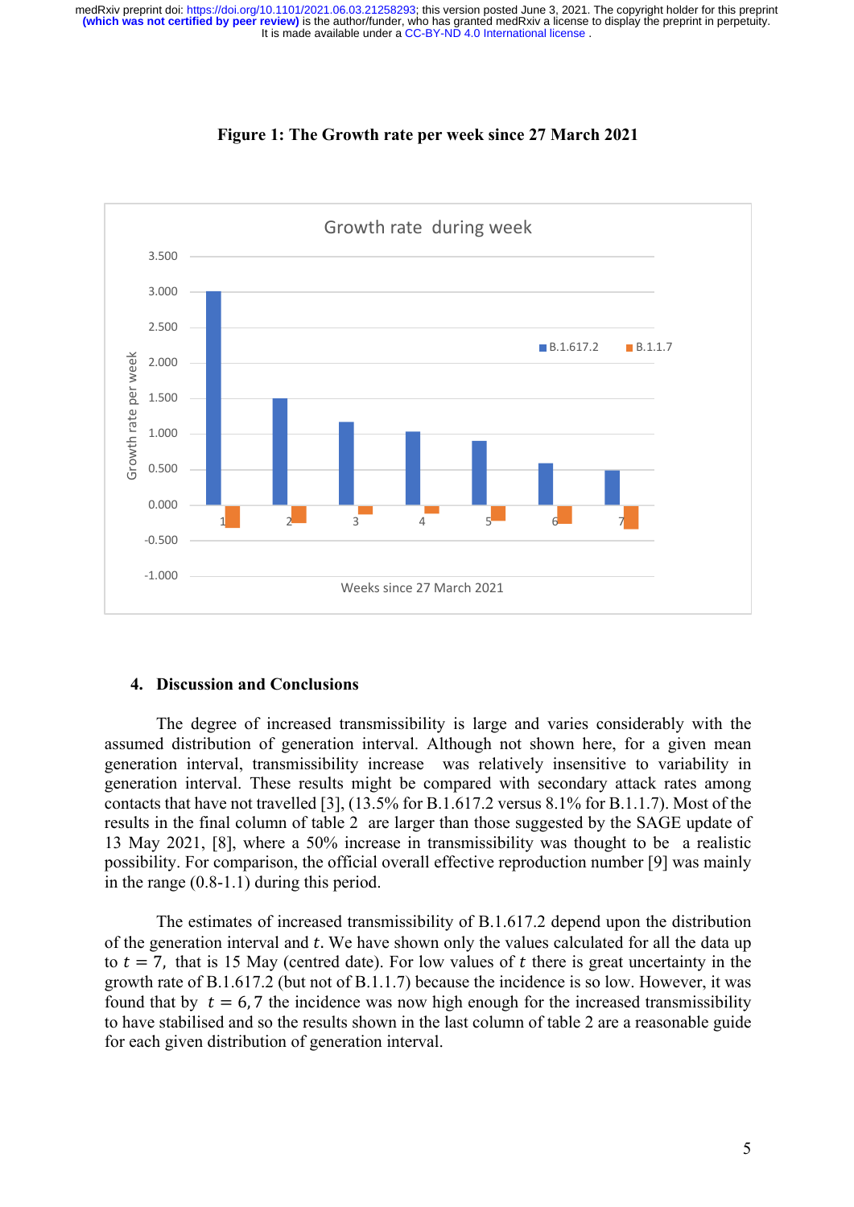**Figure 1: The Growth rate per week since 27 March 2021**

## 4. Discussion and Conclusions

The degree of increased transmissibility is large and varies considerably with the assumed distribution of generation interval. Although not shown here, for a given mean generation interval, transmissibility increase was relatively insensitive to variability in generation interval. These results might be compared with secondary attack rates among contacts that have not travelled [3], (13.5% for B.1.617.2 versus 8.1% for B.1.1.7). Most of the results in the final column of table 2 are larger than those suggested by the SAGE update of 13 May 2021, [8], where a 50% increase in transmissibility was thought to be a realistic possibility. For comparison, the official overall effective reproduction number [9] was mainly in the range (0.8-1.1) during this period.

The estimates of increased transmissibility of B.1.617.2 depend upon the distribution of the generation interval and $t$. We have shown only the values calculated for all the data up to $t = 7$, that is 15 May (centred date). For low values of $t$ there is great uncertainty in the growth rate of B.1.617.2 (but not of B.1.1.7) because the incidence is so low. However, it was found that by $t = 6, 7$ the incidence was now high enough for the increased transmissibility to have stabilised and so the results shown in the last column of table 2 are a reasonable guide for each given distribution of generation interval.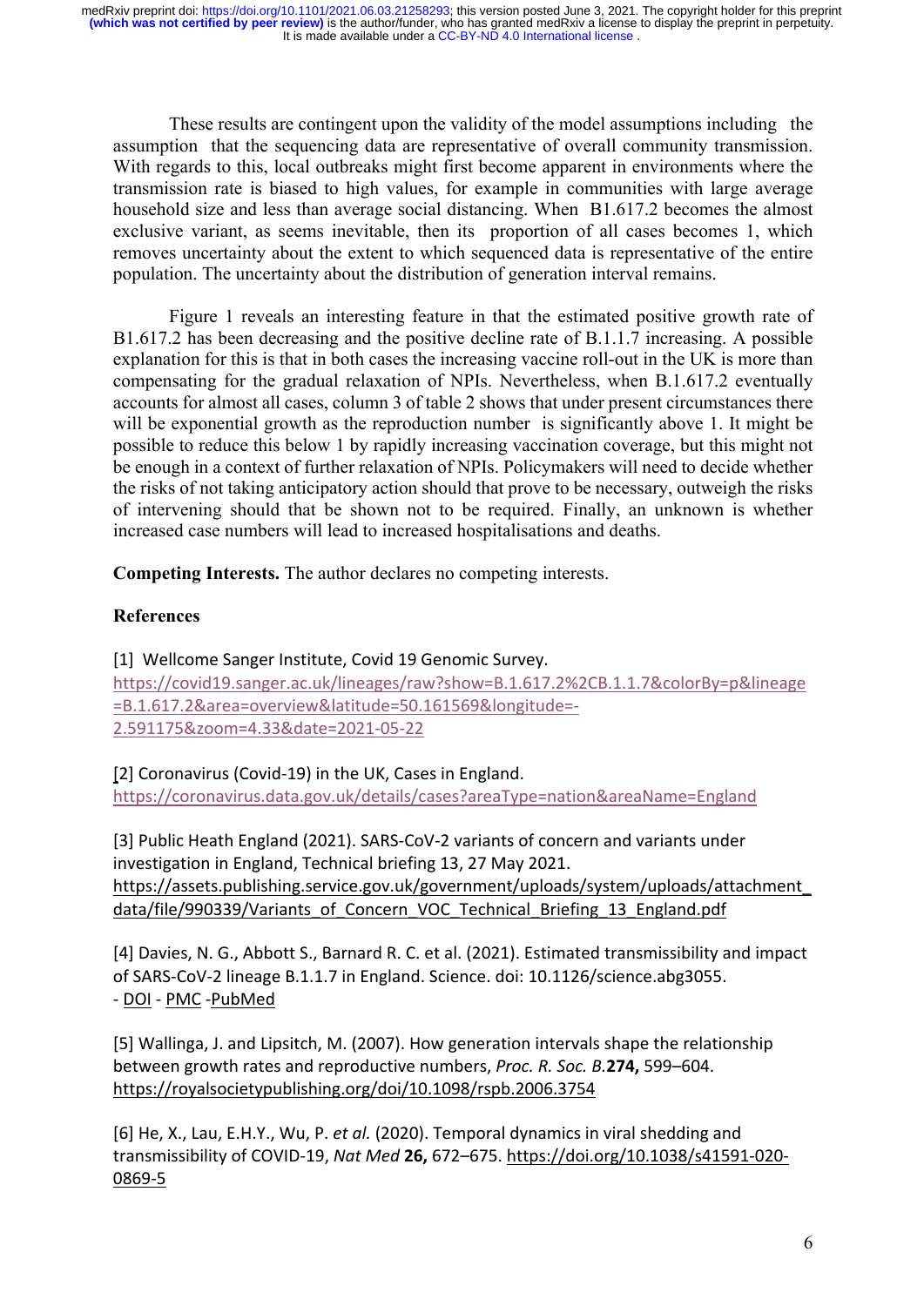These results are contingent upon the validity of the model assumptions including the assumption that the sequencing data are representative of overall community transmission. With regards to this, local outbreaks might first become apparent in environments where the transmission rate is biased to high values, for example in communities with large average household size and less than average social distancing. When B1.617.2 becomes the almost exclusive variant, as seems inevitable, then its proportion of all cases becomes 1, which removes uncertainty about the extent to which sequenced data is representative of the entire population. The uncertainty about the distribution of generation interval remains.

Figure 1 reveals an interesting feature in that the estimated positive growth rate of B1.617.2 has been decreasing and the positive decline rate of B.1.1.7 increasing. A possible explanation for this is that in both cases the increasing vaccine roll-out in the UK is more than compensating for the gradual relaxation of NPIs. Nevertheless, when B.1.617.2 eventually accounts for almost all cases, column 3 of table 2 shows that under present circumstances there will be exponential growth as the reproduction number is significantly above 1. It might be possible to reduce this below 1 by rapidly increasing vaccination coverage, but this might not be enough in a context of further relaxation of NPIs. Policymakers will need to decide whether the risks of not taking anticipatory action should that prove to be necessary, outweigh the risks of intervening should that be shown not to be required. Finally, an unknown is whether increased case numbers will lead to increased hospitalisations and deaths.

**Competing Interests.** The author declares no competing interests.

**References**

[1] Wellcome Sanger Institute, Covid 19 Genomic Survey. https://covid19.sanger.ac.uk/lineages/raw?show=B.1.617.2%2CB.1.1.7&colorBy=p&lineage=B.1.617.2&area=overview&latitude=50.161569&longitude=-2.591175&zoom=4.33&date=2021-05-22

[2] Coronavirus (Covid-19) in the UK, Cases in England. https://coronavirus.data.gov.uk/details/cases?areaType=nation&areaName=England

[3] Public Heath England (2021). SARS-CoV-2 variants of concern and variants under investigation in England, Technical briefing 13, 27 May 2021. https://assets.publishing.service.gov.uk/government/uploads/system/uploads/attachment_data/file/990339/Variants_of_Concern_VOC_Technical_Briefing_13_England.pdf

[4] Davies, N. G., Abbott S., Barnard R. C. et al. (2021). Estimated transmissibility and impact of SARS-CoV-2 lineage B.1.1.7 in England. Science. doi: 10.1126/science.abg3055. - DOI - PMC -PubMed

[5] Wallinga, J. and Lipsitch, M. (2007). How generation intervals shape the relationship between growth rates and reproductive numbers, *Proc. R. Soc. B.* **274,** 599–604. https://royalsocietypublishing.org/doi/10.1098/rspb.2006.3754

[6] He, X., Lau, E.H.Y., Wu, P. *et al.* (2020). Temporal dynamics in viral shedding and transmissibility of COVID-19, *Nat Med* **26,** 672–675. https://doi.org/10.1038/s41591-020-0869-5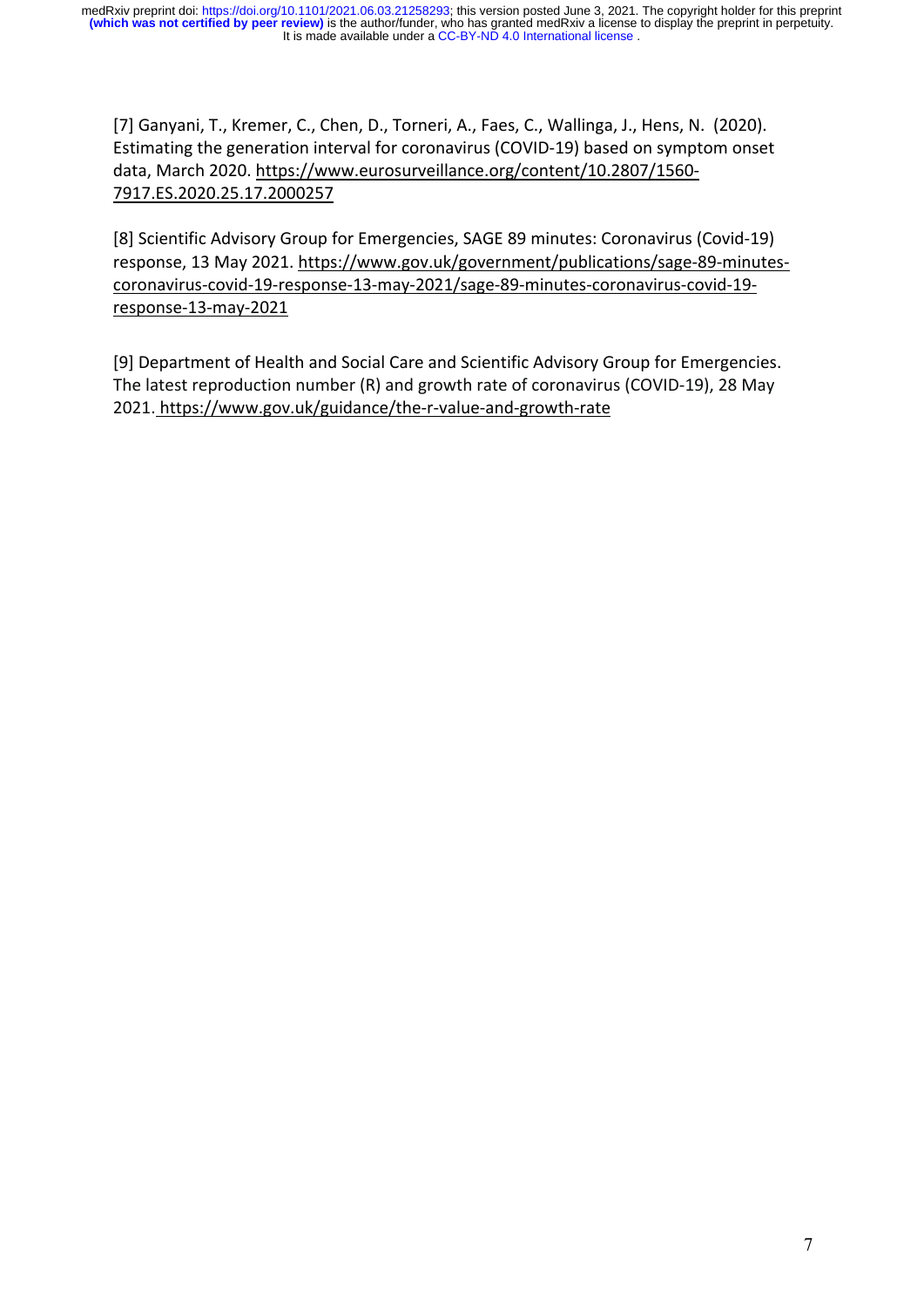[7] Ganyani, T., Kremer, C., Chen, D., Torneri, A., Faes, C., Wallinga, J., Hens, N. (2020). Estimating the generation interval for coronavirus (COVID-19) based on symptom onset data, March 2020. https://www.eurosurveillance.org/content/10.2807/1560-7917.ES.2020.25.17.2000257

[8] Scientific Advisory Group for Emergencies, SAGE 89 minutes: Coronavirus (Covid-19) response, 13 May 2021. https://www.gov.uk/government/publications/sage-89-minutes-coronavirus-covid-19-response-13-may-2021/sage-89-minutes-coronavirus-covid-19-response-13-may-2021

[9] Department of Health and Social Care and Scientific Advisory Group for Emergencies. The latest reproduction number (R) and growth rate of coronavirus (COVID-19), 28 May 2021. https://www.gov.uk/guidance/the-r-value-and-growth-rate